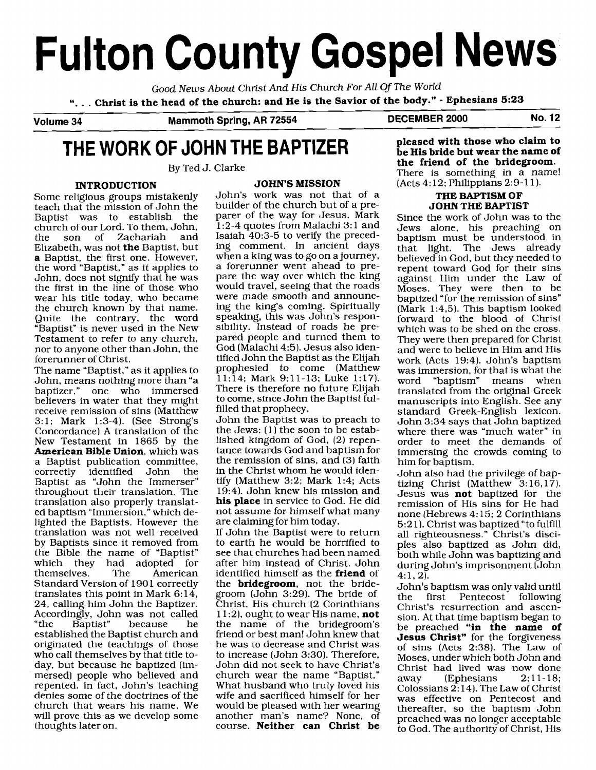# Fulton County Gospel News

*Good News About Christ And His Church For All Of The World*

**". . . Christ is the head of the church: and He is the Savior of the body." - Ephesians 5:23**

**Volume 34 — Mammoth Spring, AR 72554 — DECEMBER 2000 — No. 12**

## THE WORK OF JOHN THE BAPTIZER

By Ted J. Clarke

### INTRODUCTION

Some religious groups mistakenly teach that the mission of John the Baptist was to establish the church of our Lord. To them, John, the son of Zachariah and Elizabeth, was not **the** Baptist, but **a** Baptist, the first one. However, the word "Baptist," as it applies to John, does not signify that he was the first in the line of those who wear his title today, who became the church known by that name. Quite the contrary, the word "Baptist" is never used in the New Testament to refer to any church, nor to anyone other than John, the forerunner of Christ.

The name "Baptist," as it applies to John, means nothing more than "a baptizer," one who immersed believers in water that they might receive remission of sins (Matthew 3:1; Mark 1:3-4). (See Strong's Concordance) A translation of the New Testament in 1865 by the **American Bible Union**, which was a Baptist publication committee, correctly identified John the Baptist as "John the Immerser" throughout their translation. The translation also properly translated baptism "Immersion," which delighted the Baptists. However the translation was not well received by Baptists since it removed from the Bible the name of "Baptist" which they had adopted for themselves. The American Standard Version of 1901 correctly translates this point in Mark 6:14, 24, calling him John the Baptizer. Accordingly, John was not called "the Baptist" because he established the Baptist church and originated the teachings of those who call themselves by that title today, but because he baptized (immersed) people who believed and repented. In fact, John's teaching denies some of the doctrines of the church that wears his name. We will prove this as we develop some thoughts later on.

### JOHN'S MISSION

John's work was not that of a builder of the church but of a preparer of the way for Jesus. Mark 1:2-4 quotes from Malachi 3:1 and Isaiah 40:3-5 to verify the preceding comment. In ancient days when a king was to go on a journey, a forerunner went ahead to prepare the way over which the king would travel, seeing that the roads were made smooth and announcing the king's coming. Spiritually speaking, this was John's responsibility. Instead of roads he prepared people and turned them to God (Malachi 4:5). Jesus also identified John the Baptist as the Elijah prophesied to come (Matthew 11:14; Mark 9:11-13; Luke 1:17). There is therefore no future Elijah to come, since John the Baptist fulfilled that prophecy.

John the Baptist was to preach to the Jews: (1) the soon to be established kingdom of God, (2) repentance towards God and baptism for the remission of sins, and (3) faith in the Christ whom he would identify (Matthew 3:2; Mark 1:4; Acts 19:4). John knew his mission and **his place** in service to God. He did not assume for himself what many are claiming for him today.

If John the Baptist were to return to earth he would be horrified to see that churches had been named after him instead of Christ. John identified himself as the **friend** of the **bridegroom**, not the bridegroom (John 3:29). The bride of Christ, His church (2 Corinthians 11:2), ought to wear His name, **not** the name of the bridegroom's friend or best man! John knew that he was to decrease and Christ was to increase (John 3:30). Therefore, John did not seek to have Christ's church wear the name "Baptist." What husband who truly loved his wife and sacrificed himself for her would be pleased with her wearing another man's name? None, of course. **Neither can Christ be pleased with those who claim to be His bride but wear the name of the friend of the bridegroom.** There is something in a name! (Acts 4:12; Philippians 2:9-11).

### THE BAPTISM OF JOHN THE BAPTIST

Since the work of John was to the Jews alone, his preaching on baptism must be understood in that light. The Jews already believed in God, but they needed to repent toward God for their sins against Him under the Law of Moses. They were then to be baptized "for the remission of sins" (Mark 1:4,5). This baptism looked forward to the blood of Christ which was to be shed on the cross. They were then prepared for Christ and were to believe in Him and His work (Acts 19:4). John's baptism was immersion, for that is what the word "baptism" means when translated from the original Greek manuscripts into English. See any standard Greek-English lexicon. John 3:34 says that John baptized where there was "much water" in order to meet the demands of immersing the crowds coming to him for baptism.

John also had the privilege of baptizing Christ (Matthew 3:16,17). Jesus was **not** baptized for the remission of His sins for He had none (Hebrews 4:15; 2 Corinthians 5:21). Christ was baptized "to fulfill all righteousness." Christ's disciples also baptized as John did, both while John was baptizing and during John's imprisonment (John 4:1, 2).

John's baptism was only valid until the first Pentecost following Christ's resurrection and ascension. At that time baptism began to be preached **"in the name of Jesus Christ"** for the forgiveness of sins (Acts 2:38). The Law of Moses, under which both John and Christ had lived was now done away (Ephesians 2:11-18; Colossians 2:14). The Law of Christ was effective on Pentecost and thereafter, so the baptism John preached was no longer acceptable to God. The authority of Christ, His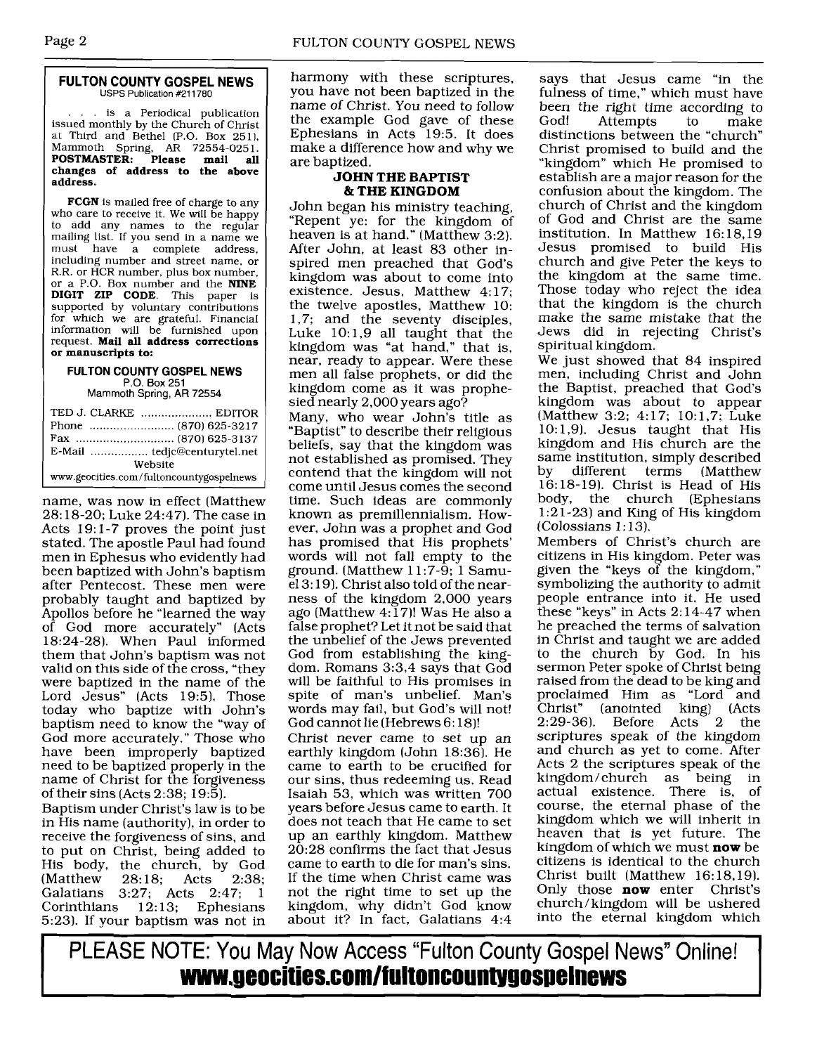**FULTON COUNTY GOSPEL NEWS**
USPS Publication #211780

. . . is a Periodical publication issued monthly by the Church of Christ at Third and Bethel (P.O. Box 251), Mammoth Spring, AR 72554-0251. **POSTMASTER: Please mail all changes of address to the above address.**

**FCGN** is mailed free of charge to any who care to receive it. We will be happy to add any names to the regular mailing list. If you send in a name we must have a complete address, including number and street name, or R.R. or HCR number, plus box number, or a P.O. Box number and the **NINE DIGIT ZIP CODE**. This paper is supported by voluntary contributions for which we are grateful. Financial information will be furnished upon request. **Mail all address corrections or manuscripts to:**

**FULTON COUNTY GOSPEL NEWS**
P.O. Box 251
Mammoth Spring, AR 72554

TED J. CLARKE .................... EDITOR
Phone ......................... (870) 625-3217
Fax ............................ (870) 625-3137
E-Mail ................ tedjc@centurytel.net
Website
www.geocities.com/fultoncountygospelnews

name, was now in effect (Matthew 28:18-20; Luke 24:47). The case in Acts 19:1-7 proves the point just stated. The apostle Paul had found men in Ephesus who evidently had been baptized with John's baptism after Pentecost. These men were probably taught and baptized by Apollos before he "learned the way of God more accurately" (Acts 18:24-28). When Paul informed them that John's baptism was not valid on this side of the cross, "they were baptized in the name of the Lord Jesus" (Acts 19:5). Those today who baptize with John's baptism need to know the "way of God more accurately." Those who have been improperly baptized need to be baptized properly in the name of Christ for the forgiveness of their sins (Acts 2:38; 19:5).

Baptism under Christ's law is to be in His name (authority), in order to receive the forgiveness of sins, and to put on Christ, being added to His body, the church, by God (Matthew 28:18; Acts 2:38; Galatians 3:27; Acts 2:47; 1 Corinthians 12:13; Ephesians 5:23). If your baptism was not in harmony with these scriptures, you have not been baptized in the name of Christ. You need to follow the example God gave of these Ephesians in Acts 19:5. It does make a difference how and why we are baptized.

### JOHN THE BAPTIST & THE KINGDOM

John began his ministry teaching, "Repent ye: for the kingdom of heaven is at hand." (Matthew 3:2). After John, at least 83 other inspired men preached that God's kingdom was about to come into existence. Jesus, Matthew 4:17; the twelve apostles, Matthew 10: 1,7; and the seventy disciples, Luke 10:1,9 all taught that the kingdom was "at hand," that is, near, ready to appear. Were these men all false prophets, or did the kingdom come as it was prophesied nearly 2,000 years ago?

Many, who wear John's title as "Baptist" to describe their religious beliefs, say that the kingdom was not established as promised. They contend that the kingdom will not come until Jesus comes the second time. Such ideas are commonly known as premillennialism. However, John was a prophet and God has promised that His prophets' words will not fall empty to the ground. (Matthew 11:7-9; 1 Samuel 3:19). Christ also told of the nearness of the kingdom 2,000 years ago (Matthew 4:17)! Was He also a false prophet? Let it not be said that the unbelief of the Jews prevented God from establishing the kingdom. Romans 3:3,4 says that God will be faithful to His promises in spite of man's unbelief. Man's words may fail, but God's will not! God cannot lie (Hebrews 6:18)!

Christ never came to set up an earthly kingdom (John 18:36). He came to earth to be crucified for our sins, thus redeeming us. Read Isaiah 53, which was written 700 years before Jesus came to earth. It does not teach that He came to set up an earthly kingdom. Matthew 20:28 confirms the fact that Jesus came to earth to die for man's sins. If the time when Christ came was not the right time to set up the kingdom, why didn't God know about it? In fact, Galatians 4:4 says that Jesus came "in the fulness of time," which must have been the right time according to God! Attempts to make distinctions between the "church" Christ promised to build and the "kingdom" which He promised to establish are a major reason for the confusion about the kingdom. The church of Christ and the kingdom of God and Christ are the same institution. In Matthew 16:18,19 Jesus promised to build His church and give Peter the keys to the kingdom at the same time. Those today who reject the idea that the kingdom is the church make the same mistake that the Jews did in rejecting Christ's spiritual kingdom.

We just showed that 84 inspired men, including Christ and John the Baptist, preached that God's kingdom was about to appear (Matthew 3:2; 4:17; 10:1,7; Luke 10:1,9). Jesus taught that His kingdom and His church are the same institution, simply described by different terms (Matthew 16:18-19). Christ is Head of His body, the church (Ephesians 1:21-23) and King of His kingdom (Colossians 1:13).

Members of Christ's church are citizens in His kingdom. Peter was given the "keys of the kingdom," symbolizing the authority to admit people entrance into it. He used these "keys" in Acts 2:14-47 when he preached the terms of salvation in Christ and taught we are added to the church by God. In his sermon Peter spoke of Christ being raised from the dead to be king and proclaimed Him as "Lord and Christ" (anointed king) (Acts 2:29-36). Before Acts 2 the scriptures speak of the kingdom and church as yet to come. After Acts 2 the scriptures speak of the kingdom/church as being in actual existence. There is, of course, the eternal phase of the kingdom which we will inherit in heaven that is yet future. The kingdom of which we must **now** be citizens is identical to the church Christ built (Matthew 16:18,19). Only those **now** enter Christ's church/kingdom will be ushered into the eternal kingdom which

**PLEASE NOTE: You May Now Access "Fulton County Gospel News" Online!**
**www.geocities.com/fultoncountygospelnews**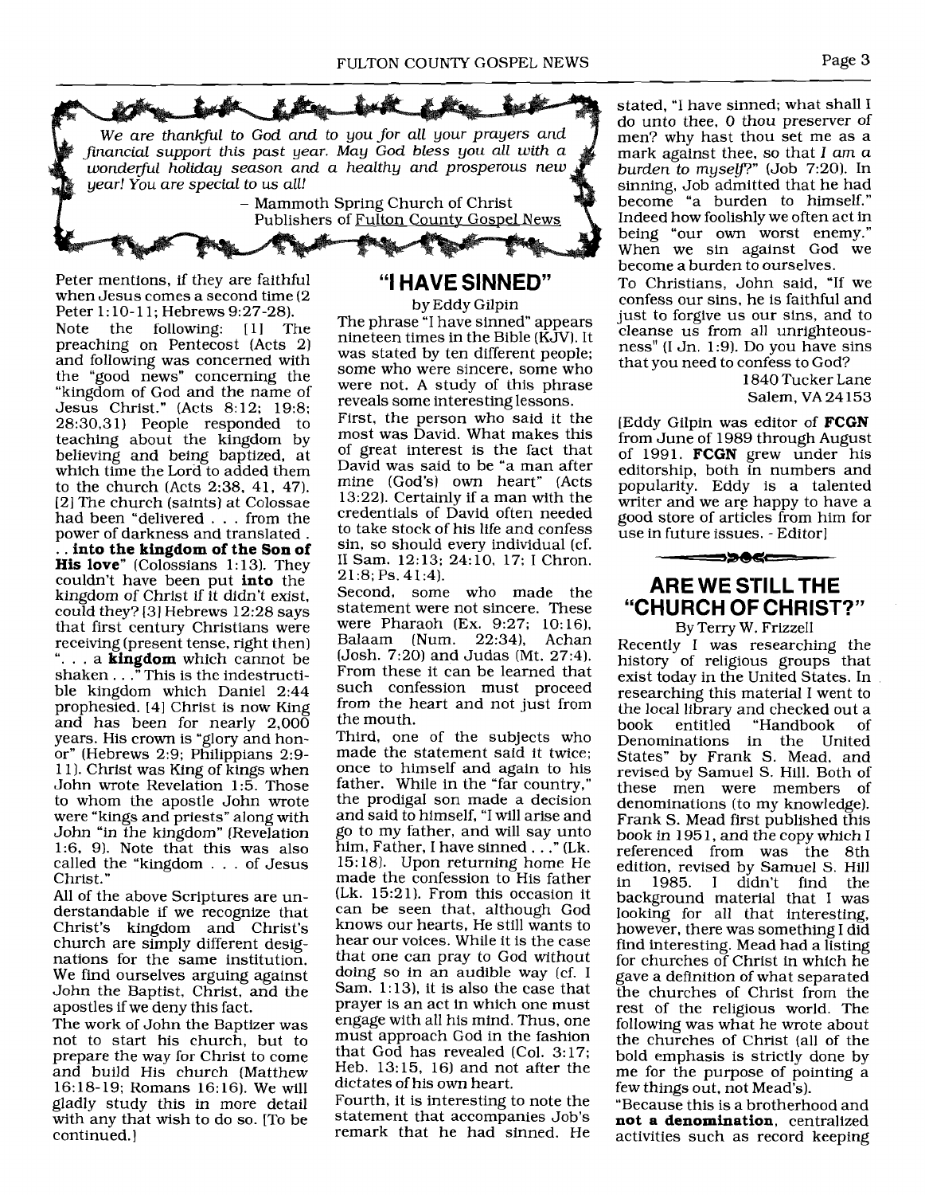*We are thankful to God and to you for all your prayers and financial support this past year. May God bless you all with a wonderful holiday season and a healthy and prosperous new year! You are special to us all!*

– Mammoth Spring Church of Christ
Publishers of Fulton County Gospel News

Peter mentions, if they are faithful when Jesus comes a second time (2 Peter 1:10-11; Hebrews 9:27-28).

Note the following: [1] The preaching on Pentecost (Acts 2) and following was concerned with the "good news" concerning the "kingdom of God and the name of Jesus Christ." (Acts 8:12; 19:8; 28:30,31) People responded to teaching about the kingdom by believing and being baptized, at which time the Lord to added them to the church (Acts 2:38, 41, 47). [2] The church (saints) at Colossae had been "delivered . . . from the power of darkness and translated . . . **into the kingdom of the Son of His love**" (Colossians 1:13). They couldn't have been put **into** the kingdom of Christ if it didn't exist, could they? [3] Hebrews 12:28 says that first century Christians were receiving (present tense, right then) ". . . a **kingdom** which cannot be shaken . . ." This is the indestructible kingdom which Daniel 2:44 prophesied. [4] Christ is now King and has been for nearly 2,000 years. His crown is "glory and honor" (Hebrews 2:9; Philippians 2:9-11). Christ was King of kings when John wrote Revelation 1:5. Those to whom the apostle John wrote were "kings and priests" along with John "in the kingdom" (Revelation 1:6, 9). Note that this was also called the "kingdom . . . of Jesus Christ."

All of the above Scriptures are understandable if we recognize that Christ's kingdom and Christ's church are simply different designations for the same institution. We find ourselves arguing against John the Baptist, Christ, and the apostles if we deny this fact.

The work of John the Baptizer was not to start his church, but to prepare the way for Christ to come and build His church (Matthew 16:18-19; Romans 16:16). We will gladly study this in more detail with any that wish to do so. [To be continued.]

## "I HAVE SINNED"

by Eddy Gilpin

The phrase "I have sinned" appears nineteen times in the Bible (KJV). It was stated by ten different people; some who were sincere, some who were not. A study of this phrase reveals some interesting lessons.

First, the person who said it the most was David. What makes this of great interest is the fact that David was said to be "a man after mine (God's) own heart" (Acts 13:22). Certainly if a man with the credentials of David often needed to take stock of his life and confess sin, so should every individual (cf. II Sam. 12:13; 24:10, 17; I Chron. 21:8; Ps. 41:4).

Second, some who made the statement were not sincere. These were Pharaoh (Ex. 9:27; 10:16), Balaam (Num. 22:34), Achan (Josh. 7:20) and Judas (Mt. 27:4). From these it can be learned that such confession must proceed from the heart and not just from the mouth.

Third, one of the subjects who made the statement said it twice; once to himself and again to his father. While in the "far country," the prodigal son made a decision and said to himself, "I will arise and go to my father, and will say unto him, Father, I have sinned . . ." (Lk. 15:18). Upon returning home He made the confession to His father (Lk. 15:21). From this occasion it can be seen that, although God knows our hearts, He still wants to hear our voices. While it is the case that one can pray to God without doing so in an audible way (cf. I Sam. 1:13), it is also the case that prayer is an act in which one must engage with all his mind. Thus, one must approach God in the fashion that God has revealed (Col. 3:17; Heb. 13:15, 16) and not after the dictates of his own heart.

Fourth, it is interesting to note the statement that accompanies Job's remark that he had sinned. He stated, "I have sinned; what shall I do unto thee, O thou preserver of men? why hast thou set me as a mark against thee, so that *I am a burden to myself*?" (Job 7:20). In sinning, Job admitted that he had become "a burden to himself." Indeed how foolishly we often act in being "our own worst enemy." When we sin against God we become a burden to ourselves.

To Christians, John said, "If we confess our sins, he is faithful and just to forgive us our sins, and to cleanse us from all unrighteousness" (I Jn. 1:9). Do you have sins that you need to confess to God?

1840 Tucker Lane
Salem, VA 24153

[Eddy Gilpin was editor of **FCGN** from June of 1989 through August of 1991. **FCGN** grew under his editorship, both in numbers and popularity. Eddy is a talented writer and we are happy to have a good store of articles from him for use in future issues. - Editor]

## ARE WE STILL THE "CHURCH OF CHRIST?"

By Terry W. Frizzell

Recently I was researching the history of religious groups that exist today in the United States. In researching this material I went to the local library and checked out a book entitled "Handbook of Denominations in the United States" by Frank S. Mead, and revised by Samuel S. Hill. Both of these men were members of denominations (to my knowledge). Frank S. Mead first published this book in 1951, and the copy which I referenced from was the 8th edition, revised by Samuel S. Hill in 1985. I didn't find the background material that I was looking for all that interesting, however, there was something I did find interesting. Mead had a listing for churches of Christ in which he gave a definition of what separated the churches of Christ from the rest of the religious world. The following was what he wrote about the churches of Christ (all of the bold emphasis is strictly done by me for the purpose of pointing a few things out, not Mead's).

"Because this is a brotherhood and **not a denomination**, centralized activities such as record keeping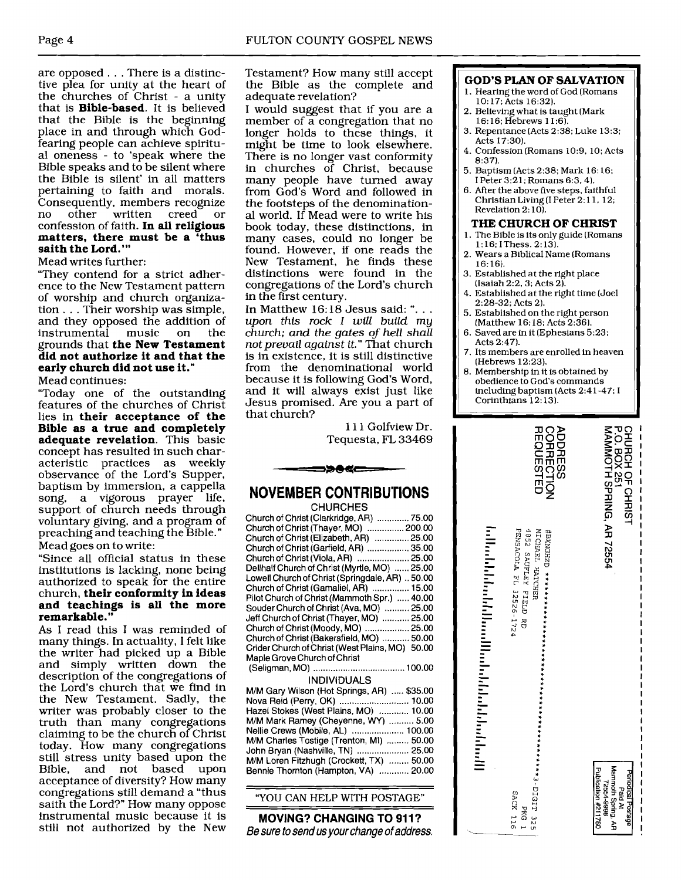are opposed . . . There is a distinctive plea for unity at the heart of the churches of Christ - a unity that is **Bible-based**. It is believed that the Bible is the beginning place in and through which God-fearing people can achieve spiritual oneness - to 'speak where the Bible speaks and to be silent where the Bible is silent' in all matters pertaining to faith and morals. Consequently, members recognize no other written creed or confession of faith. **In all religious matters, there must be a 'thus saith the Lord.'"**

Mead writes further:

"They contend for a strict adherence to the New Testament pattern of worship and church organization . . . Their worship was simple, and they opposed the addition of instrumental music on the grounds that **the New Testament did not authorize it and that the early church did not use it.**"

Mead continues:

"Today one of the outstanding features of the churches of Christ lies in **their acceptance of the Bible as a true and completely adequate revelation**. This basic concept has resulted in such characteristic practices as weekly observance of the Lord's Supper, baptism by immersion, a cappella song, a vigorous prayer life, support of church needs through voluntary giving, and a program of preaching and teaching the Bible."

Mead goes on to write:

"Since all official status in these institutions is lacking, none being authorized to speak for the entire church, **their conformity in ideas and teachings is all the more remarkable.**"

As I read this I was reminded of many things. In actuality, I felt like the writer had picked up a Bible and simply written down the description of the congregations of the Lord's church that we find in the New Testament. Sadly, the writer was probably closer to the truth than many congregations claiming to be the church of Christ today. How many congregations still stress unity based upon the Bible, and not based upon acceptance of diversity? How many congregations still demand a "thus saith the Lord?" How many oppose instrumental music because it is still not authorized by the New Testament? How many still accept the Bible as the complete and adequate revelation?

I would suggest that if you are a member of a congregation that no longer holds to these things, it might be time to look elsewhere. There is no longer vast conformity in churches of Christ, because many people have turned away from God's Word and followed in the footsteps of the denominational world. If Mead were to write his book today, these distinctions, in many cases, could no longer be found. However, if one reads the New Testament, he finds these distinctions were found in the congregations of the Lord's church in the first century.

In Matthew 16:18 Jesus said: ". . . *upon this rock I will build my church; and the gates of hell shall not prevail against it.*" That church is in existence, it is still distinctive from the denominational world because it is following God's Word, and it will always exist just like Jesus promised. Are you a part of that church?

111 Golfview Dr.
Tequesta, FL 33469

## NOVEMBER CONTRIBUTIONS

### CHURCHES

| | |
|---|---|
| Church of Christ (Clarkridge, AR) | 75.00 |
| Church of Christ (Thayer, MO) | 200.00 |
| Church of Christ (Elizabeth, AR) | 25.00 |
| Church of Christ (Garfield, AR) | 35.00 |
| Church of Christ (Viola, AR) | 25.00 |
| Dellhalf Church of Christ (Myrtle, MO) | 25.00 |
| Lowell Church of Christ (Springdale, AR) | 50.00 |
| Church of Christ (Gamaliel, AR) | 15.00 |
| Pilot Church of Christ (Mammoth Spr.) | 40.00 |
| Souder Church of Christ (Ava, MO) | 25.00 |
| Jeff Church of Christ (Thayer, MO) | 25.00 |
| Church of Christ (Moody, MO) | 25.00 |
| Church of Christ (Bakersfield, MO) | 50.00 |
| Crider Church of Christ (West Plains, MO) | 50.00 |
| Maple Grove Church of Christ (Seligman, MO) | 100.00 |

### INDIVIDUALS

| | |
|---|---|
| M/M Gary Wilson (Hot Springs, AR) | $35.00 |
| Nova Reid (Perry, OK) | 10.00 |
| Hazel Stokes (West Plains, MO) | 10.00 |
| M/M Mark Ramey (Cheyenne, WY) | 5.00 |
| Nellie Crews (Mobile, AL) | 100.00 |
| M/M Charles Tostige (Trenton, MI) | 50.00 |
| John Bryan (Nashville, TN) | 25.00 |
| M/M Loren Fitzhugh (Crockett, TX) | 50.00 |
| Bennie Thornton (Hampton, VA) | 20.00 |

"YOU CAN HELP WITH POSTAGE"

**MOVING? CHANGING TO 911?**

*Be sure to send us your change of address.*

### GOD'S PLAN OF SALVATION

1. Hearing the word of God (Romans 10:17; Acts 16:32).
2. Believing what is taught (Mark 16:16; Hebrews 11:6).
3. Repentance (Acts 2:38; Luke 13:3; Acts 17:30).
4. Confession (Romans 10:9, 10; Acts 8:37).
5. Baptism (Acts 2:38; Mark 16:16; I Peter 3:21; Romans 6:3, 4).
6. After the above five steps, faithful Christian Living (I Peter 2:11, 12; Revelation 2:10).

### THE CHURCH OF CHRIST

1. The Bible is its only guide (Romans 1:16; I Thess. 2:13).
2. Wears a Biblical Name (Romans 16:16).
3. Established at the right place (Isaiah 2:2, 3; Acts 2).
4. Established at the right time (Joel 2:28-32; Acts 2).
5. Established on the right person (Matthew 16:18; Acts 2:36).
6. Saved are in it (Ephesians 5:23; Acts 2:47).
7. Its members are enrolled in heaven (Hebrews 12:23).
8. Membership in it is obtained by obedience to God's commands including baptism (Acts 2:41-47; I Corinthians 12:13).

CHURCH OF CHRIST
P.O. BOX 251
MAMMOTH SPRING, AR 72554

ADDRESS
CORRECTION
REQUESTED

Periodical Postage
Paid At
Mammoth Spring, AR
72554-9998
Publication #211780

#BXNGHZD ********************3-DIGIT 325
MICHAEL HATCHER
4852 SAUFLEY FIELD RD
PENSACOLA FL 32526-1724
PKG 1
SACK 116